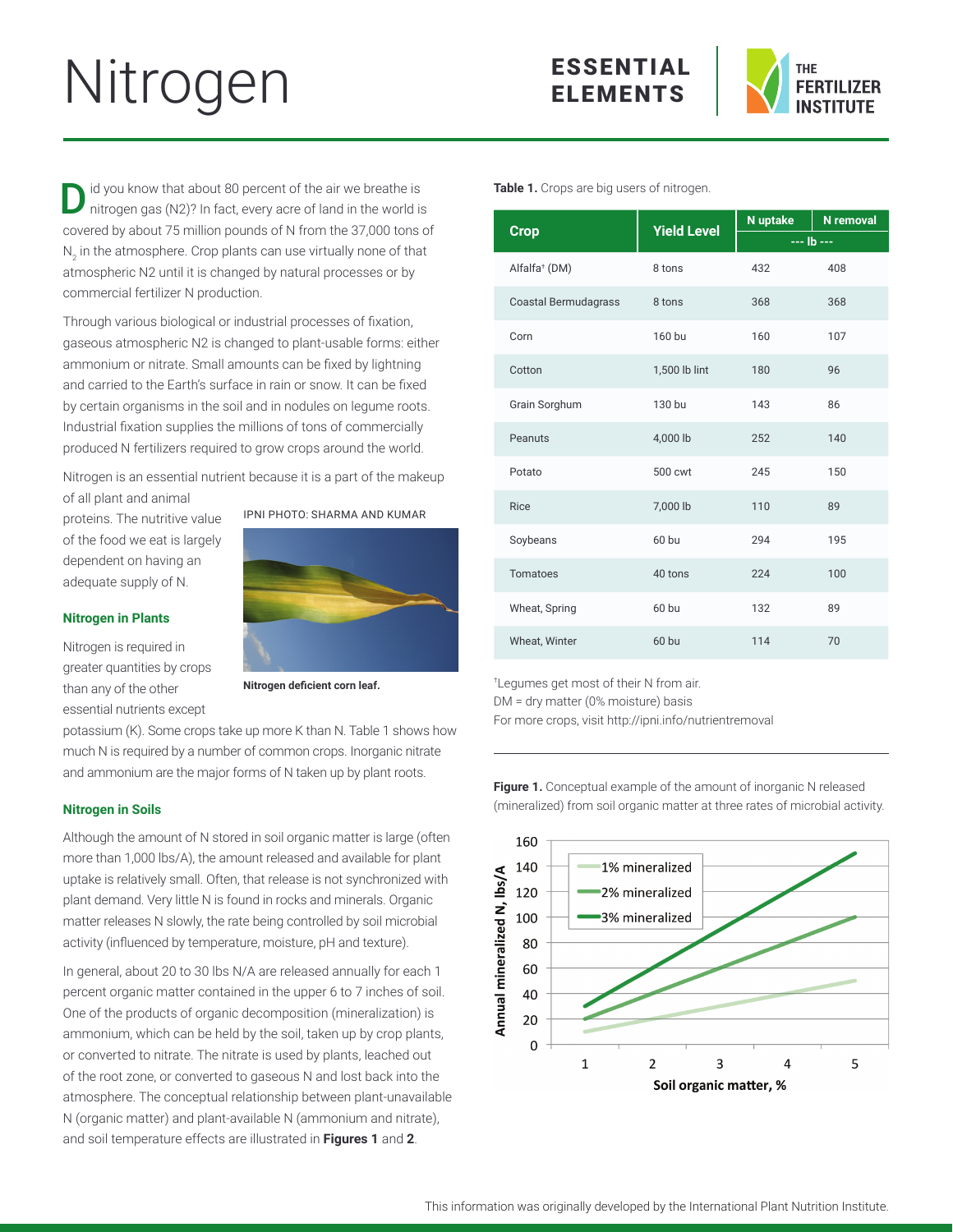# Nitrogen

ESSENTIAL ELEMENTS

THE FERTILIZER INSTITUTE

Did you know that about 80 percent of the air we breathe is nitrogen gas (N2)? In fact, every acre of land in the world is covered by about 75 million pounds of N from the 37,000 tons of $N_2$ in the atmosphere. Crop plants can use virtually none of that atmospheric N2 until it is changed by natural processes or by commercial fertilizer N production.

Through various biological or industrial processes of fixation, gaseous atmospheric N2 is changed to plant-usable forms: either ammonium or nitrate. Small amounts can be fixed by lightning and carried to the Earth's surface in rain or snow. It can be fixed by certain organisms in the soil and in nodules on legume roots. Industrial fixation supplies the millions of tons of commercially produced N fertilizers required to grow crops around the world.

Nitrogen is an essential nutrient because it is a part of the makeup of all plant and animal proteins. The nutritive value of the food we eat is largely dependent on having an adequate supply of N.

IPNI PHOTO: SHARMA AND KUMAR

**Nitrogen deficient corn leaf.**

## Nitrogen in Plants

Nitrogen is required in greater quantities by crops than any of the other essential nutrients except potassium (K). Some crops take up more K than N. Table 1 shows how much N is required by a number of common crops. Inorganic nitrate and ammonium are the major forms of N taken up by plant roots.

## Nitrogen in Soils

Although the amount of N stored in soil organic matter is large (often more than 1,000 lbs/A), the amount released and available for plant uptake is relatively small. Often, that release is not synchronized with plant demand. Very little N is found in rocks and minerals. Organic matter releases N slowly, the rate being controlled by soil microbial activity (influenced by temperature, moisture, pH and texture).

In general, about 20 to 30 lbs N/A are released annually for each 1 percent organic matter contained in the upper 6 to 7 inches of soil. One of the products of organic decomposition (mineralization) is ammonium, which can be held by the soil, taken up by crop plants, or converted to nitrate. The nitrate is used by plants, leached out of the root zone, or converted to gaseous N and lost back into the atmosphere. The conceptual relationship between plant-unavailable N (organic matter) and plant-available N (ammonium and nitrate), and soil temperature effects are illustrated in **Figures 1** and **2**.

**Table 1.** Crops are big users of nitrogen.

| Crop | Yield Level | N uptake | N removal |
|---|---|---|---|
| | | --- lb --- | |
| Alfalfa† (DM) | 8 tons | 432 | 408 |
| Coastal Bermudagrass | 8 tons | 368 | 368 |
| Corn | 160 bu | 160 | 107 |
| Cotton | 1,500 lb lint | 180 | 96 |
| Grain Sorghum | 130 bu | 143 | 86 |
| Peanuts | 4,000 lb | 252 | 140 |
| Potato | 500 cwt | 245 | 150 |
| Rice | 7,000 lb | 110 | 89 |
| Soybeans | 60 bu | 294 | 195 |
| Tomatoes | 40 tons | 224 | 100 |
| Wheat, Spring | 60 bu | 132 | 89 |
| Wheat, Winter | 60 bu | 114 | 70 |

†Legumes get most of their N from air.
DM = dry matter (0% moisture) basis
For more crops, visit http://ipni.info/nutrientremoval

**Figure 1.** Conceptual example of the amount of inorganic N released (mineralized) from soil organic matter at three rates of microbial activity.

| Soil organic matter, % | 1% mineralized | 2% mineralized | 3% mineralized |
|---|---|---|---|
| 1 | 10 | 20 | 30 |
| 5 | 50 | 100 | 150 |

This information was originally developed by the International Plant Nutrition Institute.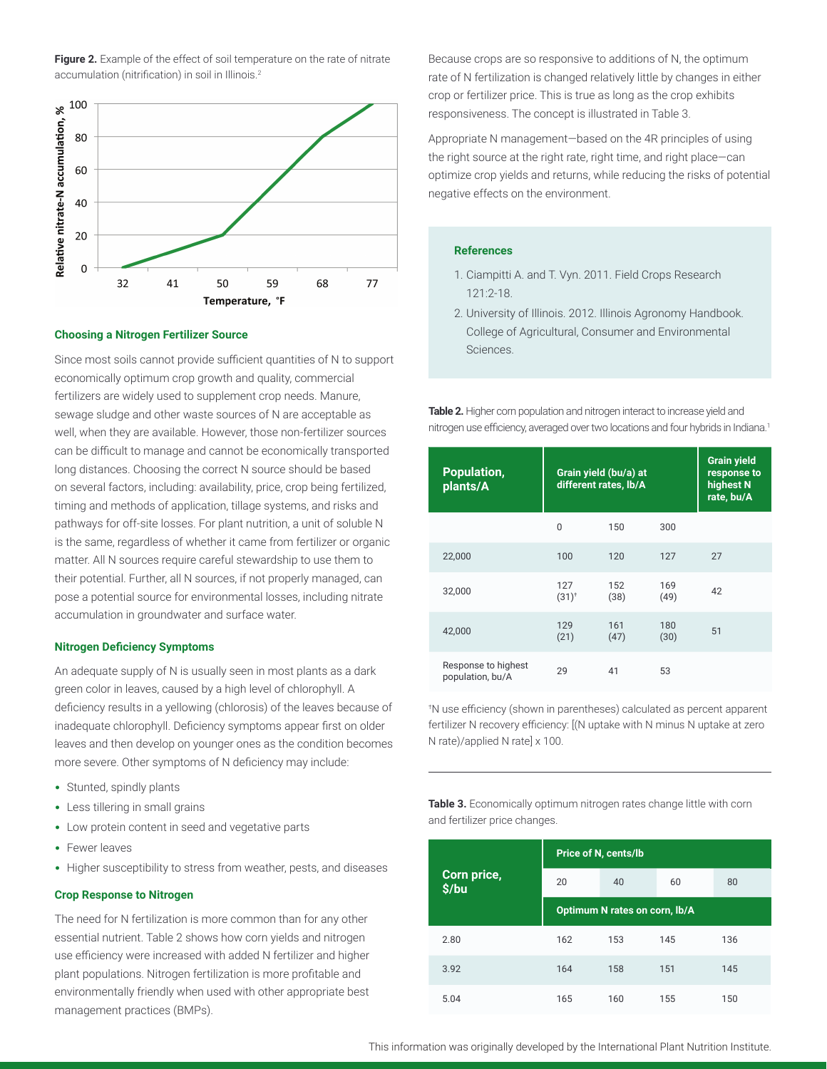**Figure 2.** Example of the effect of soil temperature on the rate of nitrate accumulation (nitrification) in soil in Illinois.[2]

Relative nitrate-N accumulation, %

100
80
60
40
20
0

32 41 50 59 68 77

Temperature, °F

### Choosing a Nitrogen Fertilizer Source

Since most soils cannot provide sufficient quantities of N to support economically optimum crop growth and quality, commercial fertilizers are widely used to supplement crop needs. Manure, sewage sludge and other waste sources of N are acceptable as well, when they are available. However, those non-fertilizer sources can be difficult to manage and cannot be economically transported long distances. Choosing the correct N source should be based on several factors, including: availability, price, crop being fertilized, timing and methods of application, tillage systems, and risks and pathways for off-site losses. For plant nutrition, a unit of soluble N is the same, regardless of whether it came from fertilizer or organic matter. All N sources require careful stewardship to use them to their potential. Further, all N sources, if not properly managed, can pose a potential source for environmental losses, including nitrate accumulation in groundwater and surface water.

### Nitrogen Deficiency Symptoms

An adequate supply of N is usually seen in most plants as a dark green color in leaves, caused by a high level of chlorophyll. A deficiency results in a yellowing (chlorosis) of the leaves because of inadequate chlorophyll. Deficiency symptoms appear first on older leaves and then develop on younger ones as the condition becomes more severe. Other symptoms of N deficiency may include:

- Stunted, spindly plants
- Less tillering in small grains
- Low protein content in seed and vegetative parts
- Fewer leaves
- Higher susceptibility to stress from weather, pests, and diseases

### Crop Response to Nitrogen

The need for N fertilization is more common than for any other essential nutrient. Table 2 shows how corn yields and nitrogen use efficiency were increased with added N fertilizer and higher plant populations. Nitrogen fertilization is more profitable and environmentally friendly when used with other appropriate best management practices (BMPs).

Because crops are so responsive to additions of N, the optimum rate of N fertilization is changed relatively little by changes in either crop or fertilizer price. This is true as long as the crop exhibits responsiveness. The concept is illustrated in Table 3.

Appropriate N management—based on the 4R principles of using the right source at the right rate, right time, and right place—can optimize crop yields and returns, while reducing the risks of potential negative effects on the environment.

#### References

1. Ciampitti A. and T. Vyn. 2011. Field Crops Research 121:2-18.
2. University of Illinois. 2012. Illinois Agronomy Handbook. College of Agricultural, Consumer and Environmental Sciences.

**Table 2.** Higher corn population and nitrogen interact to increase yield and nitrogen use efficiency, averaged over two locations and four hybrids in Indiana.[1]

| Population, plants/A | Grain yield (bu/a) at different rates, lb/A | | | Grain yield response to highest N rate, bu/A |
|---|---|---|---|---|
| | 0 | 150 | 300 | |
| 22,000 | 100 | 120 | 127 | 27 |
| 32,000 | 127 (31)† | 152 (38) | 169 (49) | 42 |
| 42,000 | 129 (21) | 161 (47) | 180 (30) | 51 |
| Response to highest population, bu/A | 29 | 41 | 53 | |

†N use efficiency (shown in parentheses) calculated as percent apparent fertilizer N recovery efficiency: [(N uptake with N minus N uptake at zero N rate)/applied N rate] x 100.

**Table 3.** Economically optimum nitrogen rates change little with corn and fertilizer price changes.

| Corn price, $/bu | Price of N, cents/lb | | | |
|---|---|---|---|---|
| | 20 | 40 | 60 | 80 |
| | Optimum N rates on corn, lb/A | | | |
| 2.80 | 162 | 153 | 145 | 136 |
| 3.92 | 164 | 158 | 151 | 145 |
| 5.04 | 165 | 160 | 155 | 150 |

This information was originally developed by the International Plant Nutrition Institute.